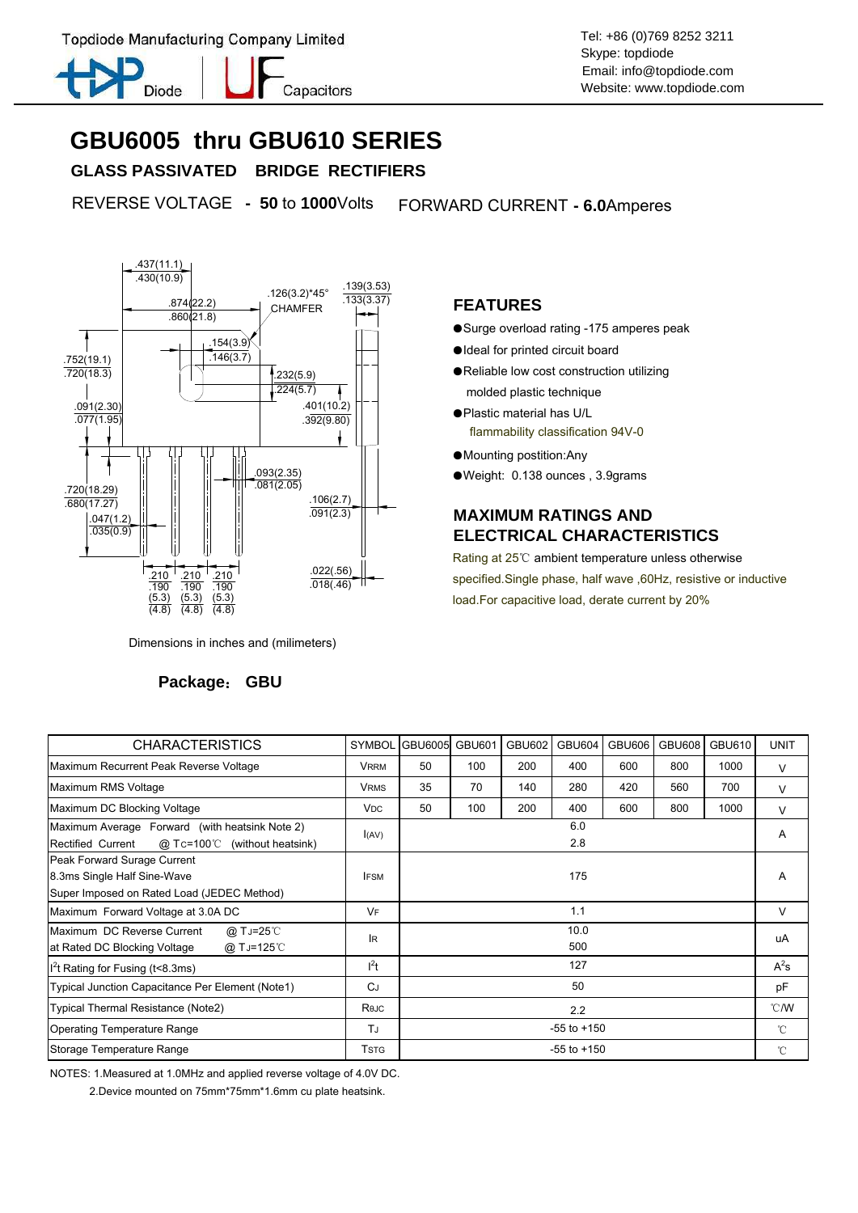Topdiode Manufacturing Company Limited

Tel: +86 (0)769 8252 3211
Skype: topdiode
Email: info@topdiode.com
Website: www.topdiode.com

# GBU6005 thru GBU610 SERIES

## GLASS PASSIVATED BRIDGE RECTIFIERS

REVERSE VOLTAGE - **50** to **1000**Volts    FORWARD CURRENT - **6.0**Amperes

Dimensions in inches and (milimeters)

**Package: GBU**

## FEATURES

- Surge overload rating -175 amperes peak
- Ideal for printed circuit board
- Reliable low cost construction utilizing molded plastic technique
- Plastic material has U/L flammability classification 94V-0
- Mounting postition:Any
- Weight: 0.138 ounces , 3.9grams

## MAXIMUM RATINGS AND ELECTRICAL CHARACTERISTICS

Rating at 25℃ ambient temperature unless otherwise specified.Single phase, half wave ,60Hz, resistive or inductive load.For capacitive load, derate current by 20%

| CHARACTERISTICS | SYMBOL | GBU6005 | GBU601 | GBU602 | GBU604 | GBU606 | GBU608 | GBU610 | UNIT |
|---|---|---|---|---|---|---|---|---|---|
| Maximum Recurrent Peak Reverse Voltage | $V_{RRM}$ | 50 | 100 | 200 | 400 | 600 | 800 | 1000 | V |
| Maximum RMS Voltage | $V_{RMS}$ | 35 | 70 | 140 | 280 | 420 | 560 | 700 | V |
| Maximum DC Blocking Voltage | $V_{DC}$ | 50 | 100 | 200 | 400 | 600 | 800 | 1000 | V |
| Maximum Average Forward (with heatsink Note 2) Rectified Current @ $T_C$=100℃ (without heatsink) | $I_{(AV)}$ | 6.0 / 2.8 | | | | | | | A |
| Peak Forward Surage Current 8.3ms Single Half Sine-Wave Super Imposed on Rated Load (JEDEC Method) | $I_{FSM}$ | 175 | | | | | | | A |
| Maximum Forward Voltage at 3.0A DC | $V_F$ | 1.1 | | | | | | | V |
| Maximum DC Reverse Current @ $T_J$=25℃ at Rated DC Blocking Voltage @ $T_J$=125℃ | $I_R$ | 10.0 / 500 | | | | | | | uA |
| $I^2t$ Rating for Fusing (t<8.3ms) | $I^2t$ | 127 | | | | | | | $A^2s$ |
| Typical Junction Capacitance Per Element (Note1) | $C_J$ | 50 | | | | | | | pF |
| Typical Thermal Resistance (Note2) | $R_{\theta JC}$ | 2.2 | | | | | | | ℃/W |
| Operating Temperature Range | $T_J$ | -55 to +150 | | | | | | | ℃ |
| Storage Temperature Range | $T_{STG}$ | -55 to +150 | | | | | | | ℃ |

NOTES: 1.Measured at 1.0MHz and applied reverse voltage of 4.0V DC.

2.Device mounted on 75mm\*75mm\*1.6mm cu plate heatsink.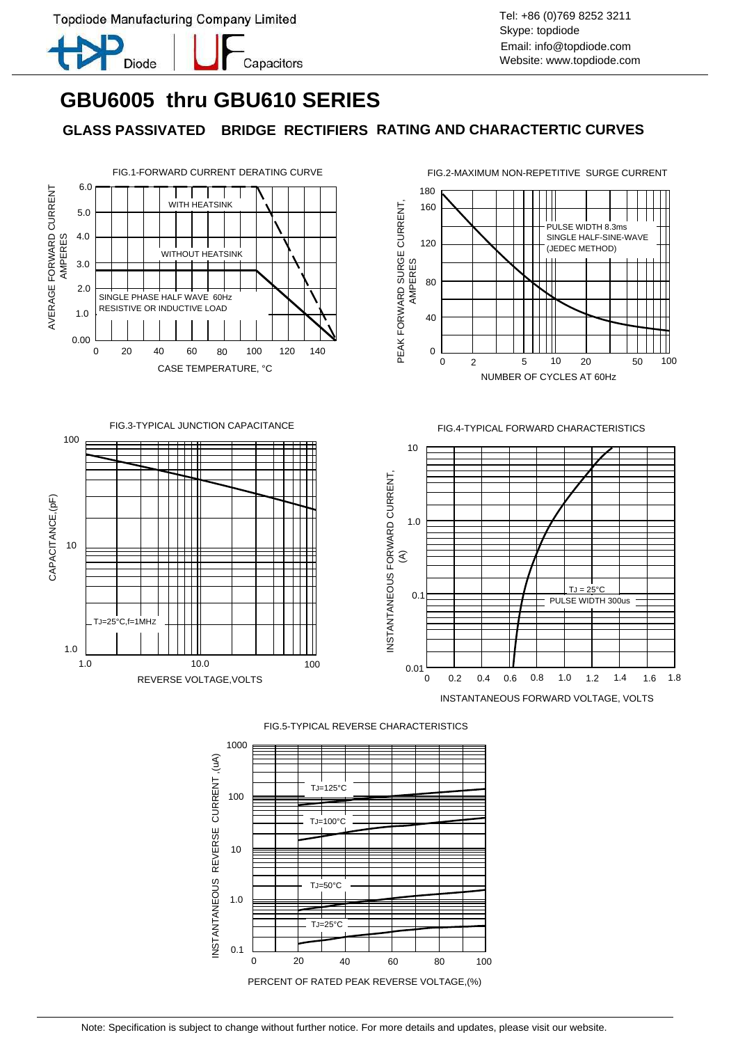# GBU6005 thru GBU610 SERIES

## GLASS PASSIVATED BRIDGE RECTIFIERS RATING AND CHARACTERTIC CURVES

FIG.1-FORWARD CURRENT DERATING CURVE

AVERAGE FORWARD CURRENT AMPERES

6.0
5.0
4.0
3.0
2.0
1.0
0.00

WITH HEATSINK

WITHOUT HEATSINK

SINGLE PHASE HALF WAVE 60Hz
RESISTIVE OR INDUCTIVE LOAD

0 20 40 60 80 100 120 140

CASE TEMPERATURE, °C

FIG.2-MAXIMUM NON-REPETITIVE SURGE CURRENT

PEAK FORWARD SURGE CURRENT, AMPERES

180
160
120
80
40
0

PULSE WIDTH 8.3ms
SINGLE HALF-SINE-WAVE
(JEDEC METHOD)

0 2 5 10 20 50 100

NUMBER OF CYCLES AT 60Hz

FIG.3-TYPICAL JUNCTION CAPACITANCE

CAPACITANCE,(pF)

100
10
1.0

TJ=25°C,f=1MHZ

1.0 10.0 100

REVERSE VOLTAGE,VOLTS

FIG.4-TYPICAL FORWARD CHARACTERISTICS

INSTANTANEOUS FORWARD CURRENT, (A)

10
1.0
0.1
0.01

TJ = 25°C
PULSE WIDTH 300us

0 0.2 0.4 0.6 0.8 1.0 1.2 1.4 1.6 1.8

INSTANTANEOUS FORWARD VOLTAGE, VOLTS

FIG.5-TYPICAL REVERSE CHARACTERISTICS

INSTANTANEOUS REVERSE CURRENT ,(uA)

1000
100
10
1.0
0.1

TJ=125°C
TJ=100°C
TJ=50°C
TJ=25°C

0 20 40 60 80 100

PERCENT OF RATED PEAK REVERSE VOLTAGE,(%)

Note: Specification is subject to change without further notice. For more details and updates, please visit our website.